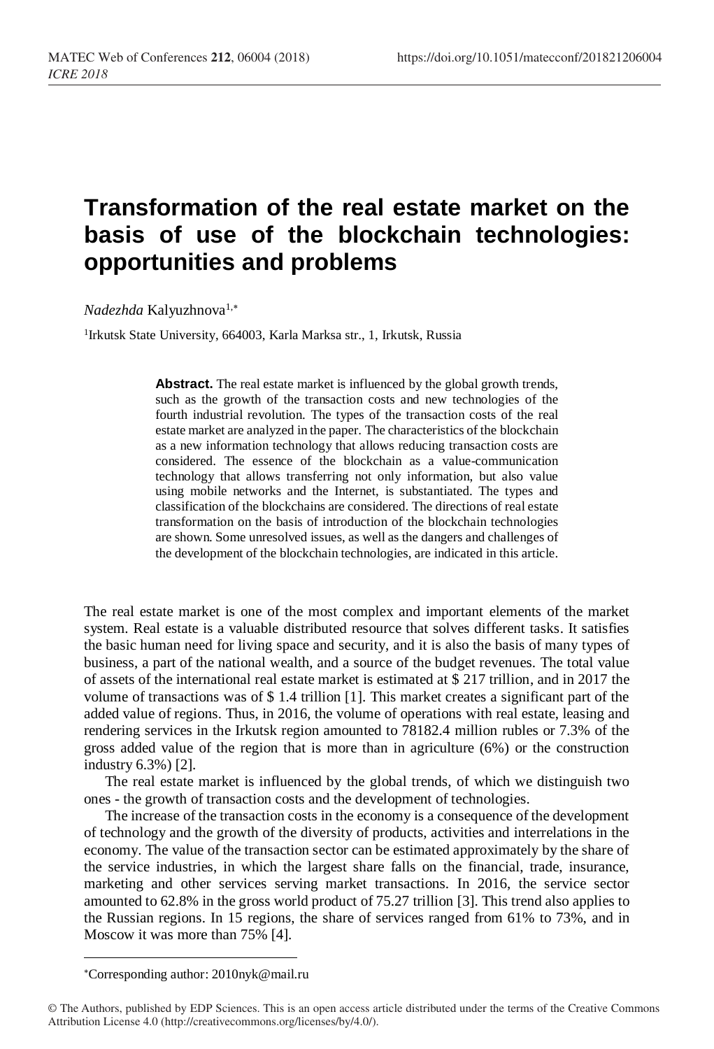# Transformation of the real estate market on the basis of use of the blockchain technologies: opportunities and problems

*Nadezhda* Kalyuzhnova[1,*]

[1]Irkutsk State University, 664003, Karla Marksa str., 1, Irkutsk, Russia

**Abstract.** The real estate market is influenced by the global growth trends, such as the growth of the transaction costs and new technologies of the fourth industrial revolution. The types of the transaction costs of the real estate market are analyzed in the paper. The characteristics of the blockchain as a new information technology that allows reducing transaction costs are considered. The essence of the blockchain as a value-communication technology that allows transferring not only information, but also value using mobile networks and the Internet, is substantiated. The types and classification of the blockchains are considered. The directions of real estate transformation on the basis of introduction of the blockchain technologies are shown. Some unresolved issues, as well as the dangers and challenges of the development of the blockchain technologies, are indicated in this article.

The real estate market is one of the most complex and important elements of the market system. Real estate is a valuable distributed resource that solves different tasks. It satisfies the basic human need for living space and security, and it is also the basis of many types of business, a part of the national wealth, and a source of the budget revenues. The total value of assets of the international real estate market is estimated at $ 217 trillion, and in 2017 the volume of transactions was of $ 1.4 trillion [1]. This market creates a significant part of the added value of regions. Thus, in 2016, the volume of operations with real estate, leasing and rendering services in the Irkutsk region amounted to 78182.4 million rubles or 7.3% of the gross added value of the region that is more than in agriculture (6%) or the construction industry 6.3%) [2].

The real estate market is influenced by the global trends, of which we distinguish two ones - the growth of transaction costs and the development of technologies.

The increase of the transaction costs in the economy is a consequence of the development of technology and the growth of the diversity of products, activities and interrelations in the economy. The value of the transaction sector can be estimated approximately by the share of the service industries, in which the largest share falls on the financial, trade, insurance, marketing and other services serving market transactions. In 2016, the service sector amounted to 62.8% in the gross world product of 75.27 trillion [3]. This trend also applies to the Russian regions. In 15 regions, the share of services ranged from 61% to 73%, and in Moscow it was more than 75% [4].

*Corresponding author: 2010nyk@mail.ru

© The Authors, published by EDP Sciences. This is an open access article distributed under the terms of the Creative Commons Attribution License 4.0 (http://creativecommons.org/licenses/by/4.0/).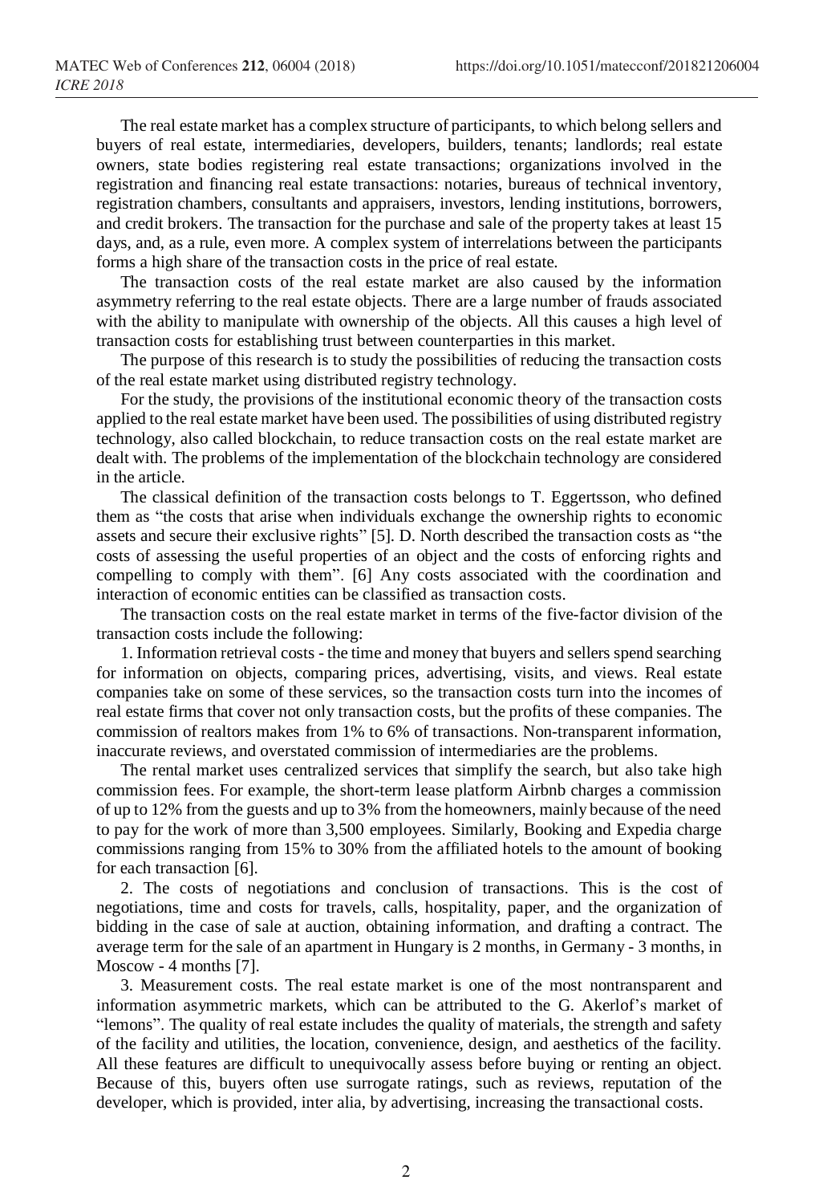The real estate market has a complex structure of participants, to which belong sellers and buyers of real estate, intermediaries, developers, builders, tenants; landlords; real estate owners, state bodies registering real estate transactions; organizations involved in the registration and financing real estate transactions: notaries, bureaus of technical inventory, registration chambers, consultants and appraisers, investors, lending institutions, borrowers, and credit brokers. The transaction for the purchase and sale of the property takes at least 15 days, and, as a rule, even more. A complex system of interrelations between the participants forms a high share of the transaction costs in the price of real estate.

The transaction costs of the real estate market are also caused by the information asymmetry referring to the real estate objects. There are a large number of frauds associated with the ability to manipulate with ownership of the objects. All this causes a high level of transaction costs for establishing trust between counterparties in this market.

The purpose of this research is to study the possibilities of reducing the transaction costs of the real estate market using distributed registry technology.

For the study, the provisions of the institutional economic theory of the transaction costs applied to the real estate market have been used. The possibilities of using distributed registry technology, also called blockchain, to reduce transaction costs on the real estate market are dealt with. The problems of the implementation of the blockchain technology are considered in the article.

The classical definition of the transaction costs belongs to T. Eggertsson, who defined them as "the costs that arise when individuals exchange the ownership rights to economic assets and secure their exclusive rights" [5]. D. North described the transaction costs as "the costs of assessing the useful properties of an object and the costs of enforcing rights and compelling to comply with them". [6] Any costs associated with the coordination and interaction of economic entities can be classified as transaction costs.

The transaction costs on the real estate market in terms of the five-factor division of the transaction costs include the following:

1. Information retrieval costs - the time and money that buyers and sellers spend searching for information on objects, comparing prices, advertising, visits, and views. Real estate companies take on some of these services, so the transaction costs turn into the incomes of real estate firms that cover not only transaction costs, but the profits of these companies. The commission of realtors makes from 1% to 6% of transactions. Non-transparent information, inaccurate reviews, and overstated commission of intermediaries are the problems.

The rental market uses centralized services that simplify the search, but also take high commission fees. For example, the short-term lease platform Airbnb charges a commission of up to 12% from the guests and up to 3% from the homeowners, mainly because of the need to pay for the work of more than 3,500 employees. Similarly, Booking and Expedia charge commissions ranging from 15% to 30% from the affiliated hotels to the amount of booking for each transaction [6].

2. The costs of negotiations and conclusion of transactions. This is the cost of negotiations, time and costs for travels, calls, hospitality, paper, and the organization of bidding in the case of sale at auction, obtaining information, and drafting a contract. The average term for the sale of an apartment in Hungary is 2 months, in Germany - 3 months, in Moscow - 4 months [7].

3. Measurement costs. The real estate market is one of the most nontransparent and information asymmetric markets, which can be attributed to the G. Akerlof's market of "lemons". The quality of real estate includes the quality of materials, the strength and safety of the facility and utilities, the location, convenience, design, and aesthetics of the facility. All these features are difficult to unequivocally assess before buying or renting an object. Because of this, buyers often use surrogate ratings, such as reviews, reputation of the developer, which is provided, inter alia, by advertising, increasing the transactional costs.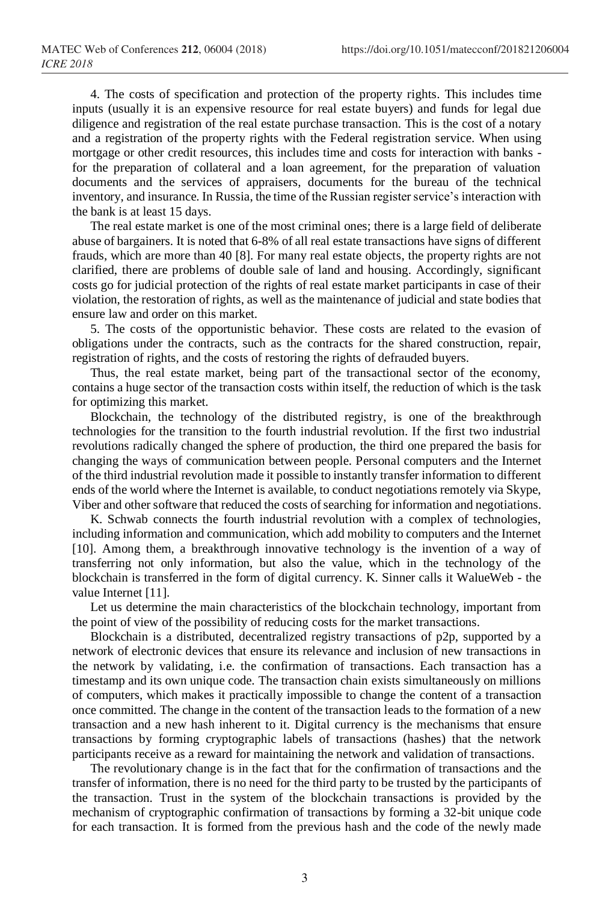4. The costs of specification and protection of the property rights. This includes time inputs (usually it is an expensive resource for real estate buyers) and funds for legal due diligence and registration of the real estate purchase transaction. This is the cost of a notary and a registration of the property rights with the Federal registration service. When using mortgage or other credit resources, this includes time and costs for interaction with banks - for the preparation of collateral and a loan agreement, for the preparation of valuation documents and the services of appraisers, documents for the bureau of the technical inventory, and insurance. In Russia, the time of the Russian register service's interaction with the bank is at least 15 days.

The real estate market is one of the most criminal ones; there is a large field of deliberate abuse of bargainers. It is noted that 6-8% of all real estate transactions have signs of different frauds, which are more than 40 [8]. For many real estate objects, the property rights are not clarified, there are problems of double sale of land and housing. Accordingly, significant costs go for judicial protection of the rights of real estate market participants in case of their violation, the restoration of rights, as well as the maintenance of judicial and state bodies that ensure law and order on this market.

5. The costs of the opportunistic behavior. These costs are related to the evasion of obligations under the contracts, such as the contracts for the shared construction, repair, registration of rights, and the costs of restoring the rights of defrauded buyers.

Thus, the real estate market, being part of the transactional sector of the economy, contains a huge sector of the transaction costs within itself, the reduction of which is the task for optimizing this market.

Blockchain, the technology of the distributed registry, is one of the breakthrough technologies for the transition to the fourth industrial revolution. If the first two industrial revolutions radically changed the sphere of production, the third one prepared the basis for changing the ways of communication between people. Personal computers and the Internet of the third industrial revolution made it possible to instantly transfer information to different ends of the world where the Internet is available, to conduct negotiations remotely via Skype, Viber and other software that reduced the costs of searching for information and negotiations.

K. Schwab connects the fourth industrial revolution with a complex of technologies, including information and communication, which add mobility to computers and the Internet [10]. Among them, a breakthrough innovative technology is the invention of a way of transferring not only information, but also the value, which in the technology of the blockchain is transferred in the form of digital currency. K. Sinner calls it WalueWeb - the value Internet [11].

Let us determine the main characteristics of the blockchain technology, important from the point of view of the possibility of reducing costs for the market transactions.

Blockchain is a distributed, decentralized registry transactions of p2p, supported by a network of electronic devices that ensure its relevance and inclusion of new transactions in the network by validating, i.e. the confirmation of transactions. Each transaction has a timestamp and its own unique code. The transaction chain exists simultaneously on millions of computers, which makes it practically impossible to change the content of a transaction once committed. The change in the content of the transaction leads to the formation of a new transaction and a new hash inherent to it. Digital currency is the mechanisms that ensure transactions by forming cryptographic labels of transactions (hashes) that the network participants receive as a reward for maintaining the network and validation of transactions.

The revolutionary change is in the fact that for the confirmation of transactions and the transfer of information, there is no need for the third party to be trusted by the participants of the transaction. Trust in the system of the blockchain transactions is provided by the mechanism of cryptographic confirmation of transactions by forming a 32-bit unique code for each transaction. It is formed from the previous hash and the code of the newly made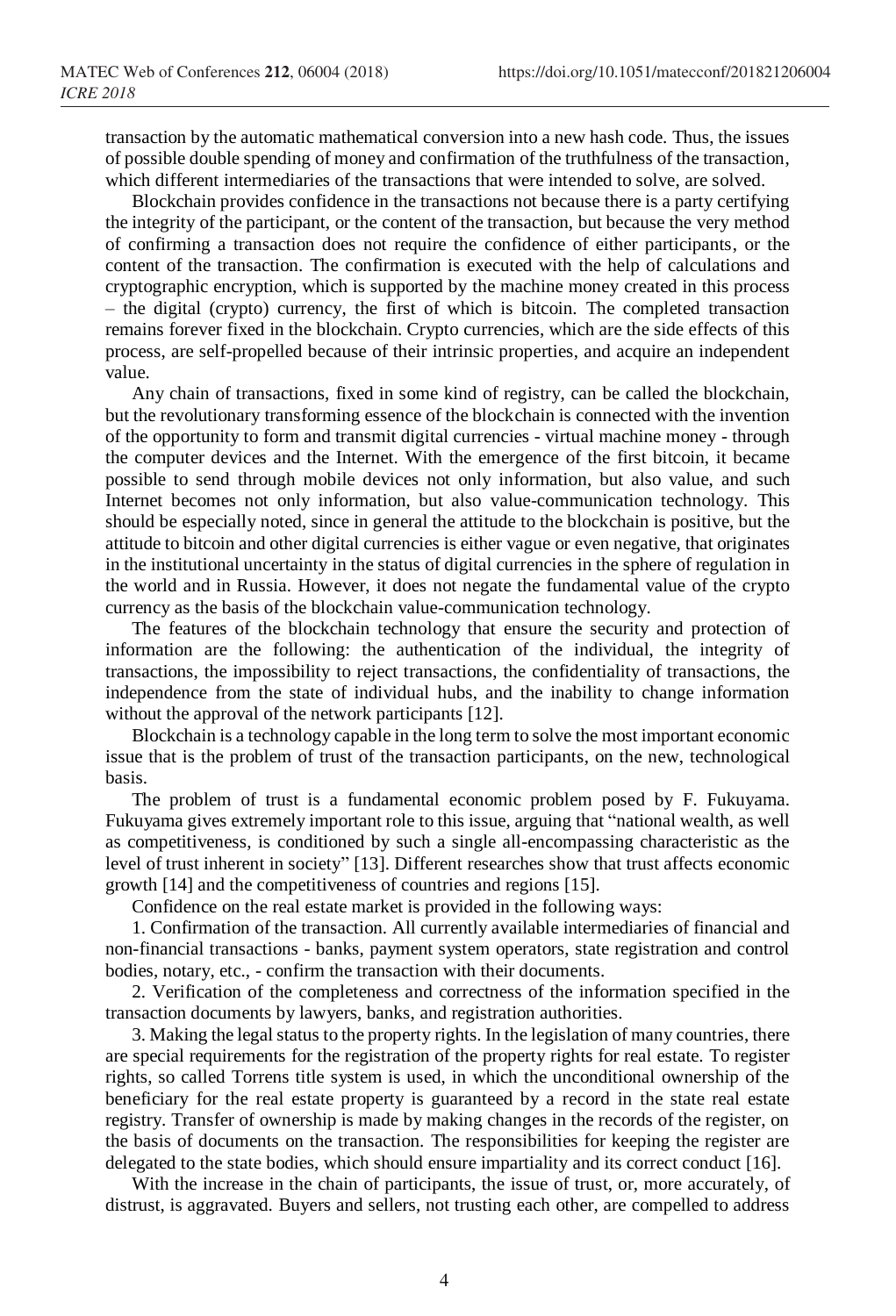transaction by the automatic mathematical conversion into a new hash code. Thus, the issues of possible double spending of money and confirmation of the truthfulness of the transaction, which different intermediaries of the transactions that were intended to solve, are solved.

Blockchain provides confidence in the transactions not because there is a party certifying the integrity of the participant, or the content of the transaction, but because the very method of confirming a transaction does not require the confidence of either participants, or the content of the transaction. The confirmation is executed with the help of calculations and cryptographic encryption, which is supported by the machine money created in this process – the digital (crypto) currency, the first of which is bitcoin. The completed transaction remains forever fixed in the blockchain. Crypto currencies, which are the side effects of this process, are self-propelled because of their intrinsic properties, and acquire an independent value.

Any chain of transactions, fixed in some kind of registry, can be called the blockchain, but the revolutionary transforming essence of the blockchain is connected with the invention of the opportunity to form and transmit digital currencies - virtual machine money - through the computer devices and the Internet. With the emergence of the first bitcoin, it became possible to send through mobile devices not only information, but also value, and such Internet becomes not only information, but also value-communication technology. This should be especially noted, since in general the attitude to the blockchain is positive, but the attitude to bitcoin and other digital currencies is either vague or even negative, that originates in the institutional uncertainty in the status of digital currencies in the sphere of regulation in the world and in Russia. However, it does not negate the fundamental value of the crypto currency as the basis of the blockchain value-communication technology.

The features of the blockchain technology that ensure the security and protection of information are the following: the authentication of the individual, the integrity of transactions, the impossibility to reject transactions, the confidentiality of transactions, the independence from the state of individual hubs, and the inability to change information without the approval of the network participants [12].

Blockchain is a technology capable in the long term to solve the most important economic issue that is the problem of trust of the transaction participants, on the new, technological basis.

The problem of trust is a fundamental economic problem posed by F. Fukuyama. Fukuyama gives extremely important role to this issue, arguing that "national wealth, as well as competitiveness, is conditioned by such a single all-encompassing characteristic as the level of trust inherent in society" [13]. Different researches show that trust affects economic growth [14] and the competitiveness of countries and regions [15].

Confidence on the real estate market is provided in the following ways:

1. Confirmation of the transaction. All currently available intermediaries of financial and non-financial transactions - banks, payment system operators, state registration and control bodies, notary, etc., - confirm the transaction with their documents.

2. Verification of the completeness and correctness of the information specified in the transaction documents by lawyers, banks, and registration authorities.

3. Making the legal status to the property rights. In the legislation of many countries, there are special requirements for the registration of the property rights for real estate. To register rights, so called Torrens title system is used, in which the unconditional ownership of the beneficiary for the real estate property is guaranteed by a record in the state real estate registry. Transfer of ownership is made by making changes in the records of the register, on the basis of documents on the transaction. The responsibilities for keeping the register are delegated to the state bodies, which should ensure impartiality and its correct conduct [16].

With the increase in the chain of participants, the issue of trust, or, more accurately, of distrust, is aggravated. Buyers and sellers, not trusting each other, are compelled to address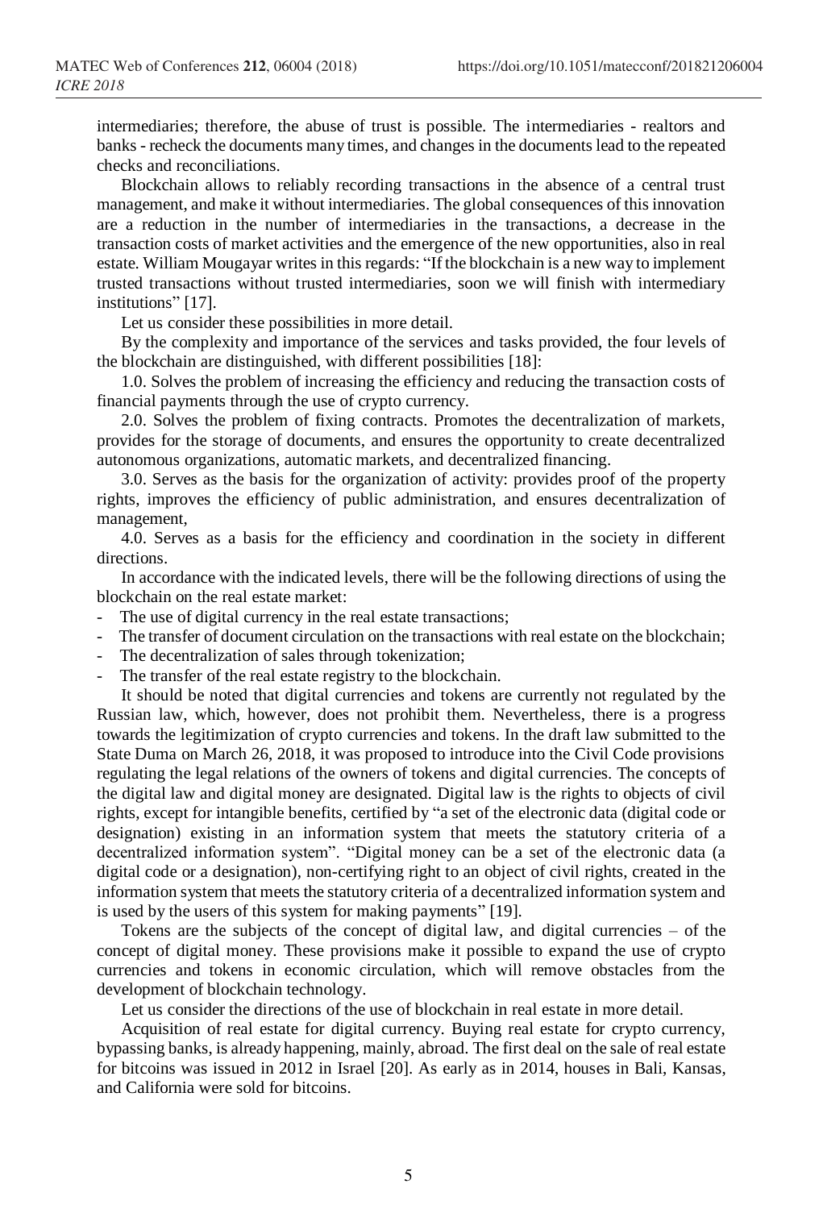intermediaries; therefore, the abuse of trust is possible. The intermediaries - realtors and banks - recheck the documents many times, and changes in the documents lead to the repeated checks and reconciliations.

Blockchain allows to reliably recording transactions in the absence of a central trust management, and make it without intermediaries. The global consequences of this innovation are a reduction in the number of intermediaries in the transactions, a decrease in the transaction costs of market activities and the emergence of the new opportunities, also in real estate. William Mougayar writes in this regards: "If the blockchain is a new way to implement trusted transactions without trusted intermediaries, soon we will finish with intermediary institutions" [17].

Let us consider these possibilities in more detail.

By the complexity and importance of the services and tasks provided, the four levels of the blockchain are distinguished, with different possibilities [18]:

1.0. Solves the problem of increasing the efficiency and reducing the transaction costs of financial payments through the use of crypto currency.

2.0. Solves the problem of fixing contracts. Promotes the decentralization of markets, provides for the storage of documents, and ensures the opportunity to create decentralized autonomous organizations, automatic markets, and decentralized financing.

3.0. Serves as the basis for the organization of activity: provides proof of the property rights, improves the efficiency of public administration, and ensures decentralization of management,

4.0. Serves as a basis for the efficiency and coordination in the society in different directions.

In accordance with the indicated levels, there will be the following directions of using the blockchain on the real estate market:

- The use of digital currency in the real estate transactions;
- The transfer of document circulation on the transactions with real estate on the blockchain;
- The decentralization of sales through tokenization;
- The transfer of the real estate registry to the blockchain.

It should be noted that digital currencies and tokens are currently not regulated by the Russian law, which, however, does not prohibit them. Nevertheless, there is a progress towards the legitimization of crypto currencies and tokens. In the draft law submitted to the State Duma on March 26, 2018, it was proposed to introduce into the Civil Code provisions regulating the legal relations of the owners of tokens and digital currencies. The concepts of the digital law and digital money are designated. Digital law is the rights to objects of civil rights, except for intangible benefits, certified by "a set of the electronic data (digital code or designation) existing in an information system that meets the statutory criteria of a decentralized information system". "Digital money can be a set of the electronic data (a digital code or a designation), non-certifying right to an object of civil rights, created in the information system that meets the statutory criteria of a decentralized information system and is used by the users of this system for making payments" [19].

Tokens are the subjects of the concept of digital law, and digital currencies – of the concept of digital money. These provisions make it possible to expand the use of crypto currencies and tokens in economic circulation, which will remove obstacles from the development of blockchain technology.

Let us consider the directions of the use of blockchain in real estate in more detail.

Acquisition of real estate for digital currency. Buying real estate for crypto currency, bypassing banks, is already happening, mainly, abroad. The first deal on the sale of real estate for bitcoins was issued in 2012 in Israel [20]. As early as in 2014, houses in Bali, Kansas, and California were sold for bitcoins.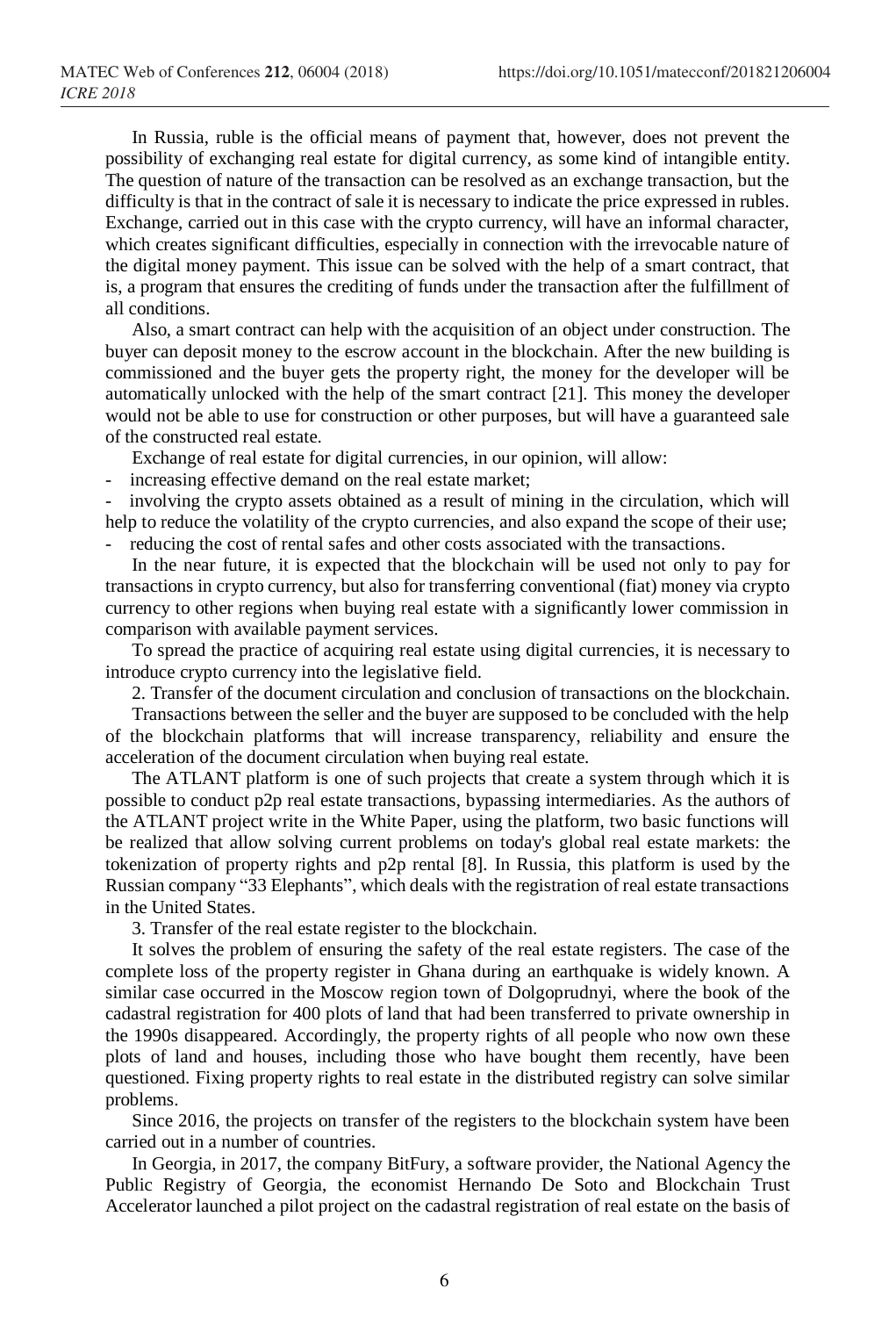In Russia, ruble is the official means of payment that, however, does not prevent the possibility of exchanging real estate for digital currency, as some kind of intangible entity. The question of nature of the transaction can be resolved as an exchange transaction, but the difficulty is that in the contract of sale it is necessary to indicate the price expressed in rubles. Exchange, carried out in this case with the crypto currency, will have an informal character, which creates significant difficulties, especially in connection with the irrevocable nature of the digital money payment. This issue can be solved with the help of a smart contract, that is, a program that ensures the crediting of funds under the transaction after the fulfillment of all conditions.

Also, a smart contract can help with the acquisition of an object under construction. The buyer can deposit money to the escrow account in the blockchain. After the new building is commissioned and the buyer gets the property right, the money for the developer will be automatically unlocked with the help of the smart contract [21]. This money the developer would not be able to use for construction or other purposes, but will have a guaranteed sale of the constructed real estate.

Exchange of real estate for digital currencies, in our opinion, will allow:

- increasing effective demand on the real estate market;
- involving the crypto assets obtained as a result of mining in the circulation, which will help to reduce the volatility of the crypto currencies, and also expand the scope of their use;
- reducing the cost of rental safes and other costs associated with the transactions.

In the near future, it is expected that the blockchain will be used not only to pay for transactions in crypto currency, but also for transferring conventional (fiat) money via crypto currency to other regions when buying real estate with a significantly lower commission in comparison with available payment services.

To spread the practice of acquiring real estate using digital currencies, it is necessary to introduce crypto currency into the legislative field.

2. Transfer of the document circulation and conclusion of transactions on the blockchain.

Transactions between the seller and the buyer are supposed to be concluded with the help of the blockchain platforms that will increase transparency, reliability and ensure the acceleration of the document circulation when buying real estate.

The ATLANT platform is one of such projects that create a system through which it is possible to conduct p2p real estate transactions, bypassing intermediaries. As the authors of the ATLANT project write in the White Paper, using the platform, two basic functions will be realized that allow solving current problems on today's global real estate markets: the tokenization of property rights and p2p rental [8]. In Russia, this platform is used by the Russian company "33 Elephants", which deals with the registration of real estate transactions in the United States.

3. Transfer of the real estate register to the blockchain.

It solves the problem of ensuring the safety of the real estate registers. The case of the complete loss of the property register in Ghana during an earthquake is widely known. A similar case occurred in the Moscow region town of Dolgoprudnyi, where the book of the cadastral registration for 400 plots of land that had been transferred to private ownership in the 1990s disappeared. Accordingly, the property rights of all people who now own these plots of land and houses, including those who have bought them recently, have been questioned. Fixing property rights to real estate in the distributed registry can solve similar problems.

Since 2016, the projects on transfer of the registers to the blockchain system have been carried out in a number of countries.

In Georgia, in 2017, the company BitFury, a software provider, the National Agency the Public Registry of Georgia, the economist Hernando De Soto and Blockchain Trust Accelerator launched a pilot project on the cadastral registration of real estate on the basis of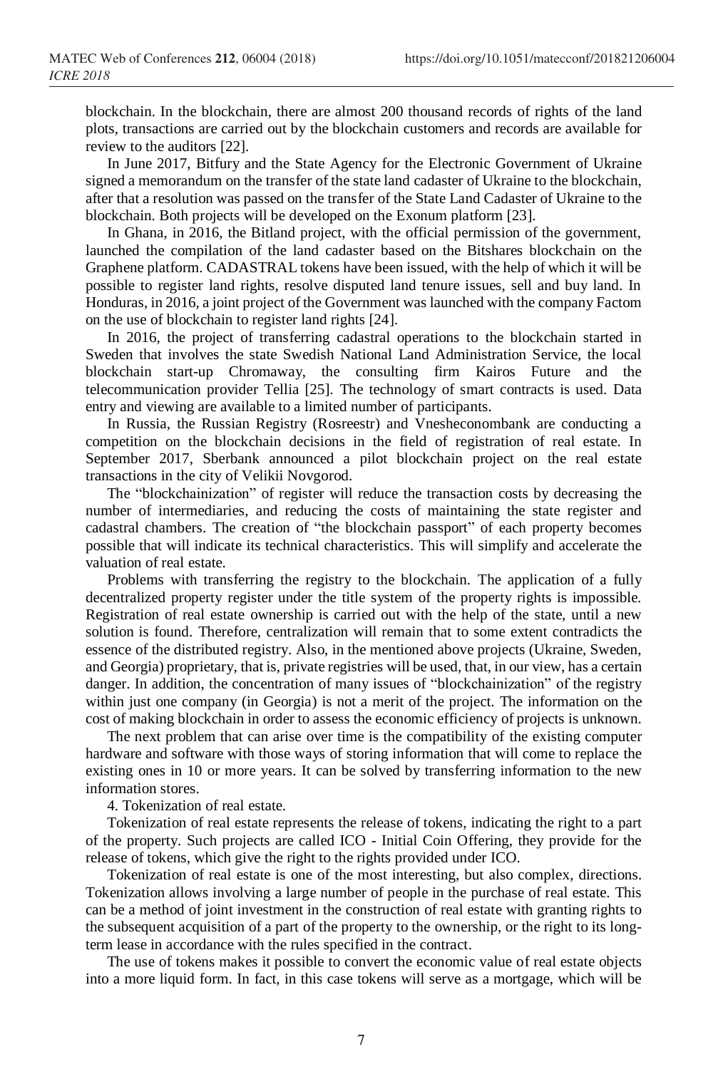blockchain. In the blockchain, there are almost 200 thousand records of rights of the land plots, transactions are carried out by the blockchain customers and records are available for review to the auditors [22].

In June 2017, Bitfury and the State Agency for the Electronic Government of Ukraine signed a memorandum on the transfer of the state land cadaster of Ukraine to the blockchain, after that a resolution was passed on the transfer of the State Land Cadaster of Ukraine to the blockchain. Both projects will be developed on the Exonum platform [23].

In Ghana, in 2016, the Bitland project, with the official permission of the government, launched the compilation of the land cadaster based on the Bitshares blockchain on the Graphene platform. CADASTRAL tokens have been issued, with the help of which it will be possible to register land rights, resolve disputed land tenure issues, sell and buy land. In Honduras, in 2016, a joint project of the Government was launched with the company Factom on the use of blockchain to register land rights [24].

In 2016, the project of transferring cadastral operations to the blockchain started in Sweden that involves the state Swedish National Land Administration Service, the local blockchain start-up Chromaway, the consulting firm Kairos Future and the telecommunication provider Tellia [25]. The technology of smart contracts is used. Data entry and viewing are available to a limited number of participants.

In Russia, the Russian Registry (Rosreestr) and Vnesheconombank are conducting a competition on the blockchain decisions in the field of registration of real estate. In September 2017, Sberbank announced a pilot blockchain project on the real estate transactions in the city of Velikii Novgorod.

The "blockchainization" of register will reduce the transaction costs by decreasing the number of intermediaries, and reducing the costs of maintaining the state register and cadastral chambers. The creation of "the blockchain passport" of each property becomes possible that will indicate its technical characteristics. This will simplify and accelerate the valuation of real estate.

Problems with transferring the registry to the blockchain. The application of a fully decentralized property register under the title system of the property rights is impossible. Registration of real estate ownership is carried out with the help of the state, until a new solution is found. Therefore, centralization will remain that to some extent contradicts the essence of the distributed registry. Also, in the mentioned above projects (Ukraine, Sweden, and Georgia) proprietary, that is, private registries will be used, that, in our view, has a certain danger. In addition, the concentration of many issues of "blockchainization" of the registry within just one company (in Georgia) is not a merit of the project. The information on the cost of making blockchain in order to assess the economic efficiency of projects is unknown.

The next problem that can arise over time is the compatibility of the existing computer hardware and software with those ways of storing information that will come to replace the existing ones in 10 or more years. It can be solved by transferring information to the new information stores.

4. Tokenization of real estate.

Tokenization of real estate represents the release of tokens, indicating the right to a part of the property. Such projects are called ICO - Initial Coin Offering, they provide for the release of tokens, which give the right to the rights provided under ICO.

Tokenization of real estate is one of the most interesting, but also complex, directions. Tokenization allows involving a large number of people in the purchase of real estate. This can be a method of joint investment in the construction of real estate with granting rights to the subsequent acquisition of a part of the property to the ownership, or the right to its long-term lease in accordance with the rules specified in the contract.

The use of tokens makes it possible to convert the economic value of real estate objects into a more liquid form. In fact, in this case tokens will serve as a mortgage, which will be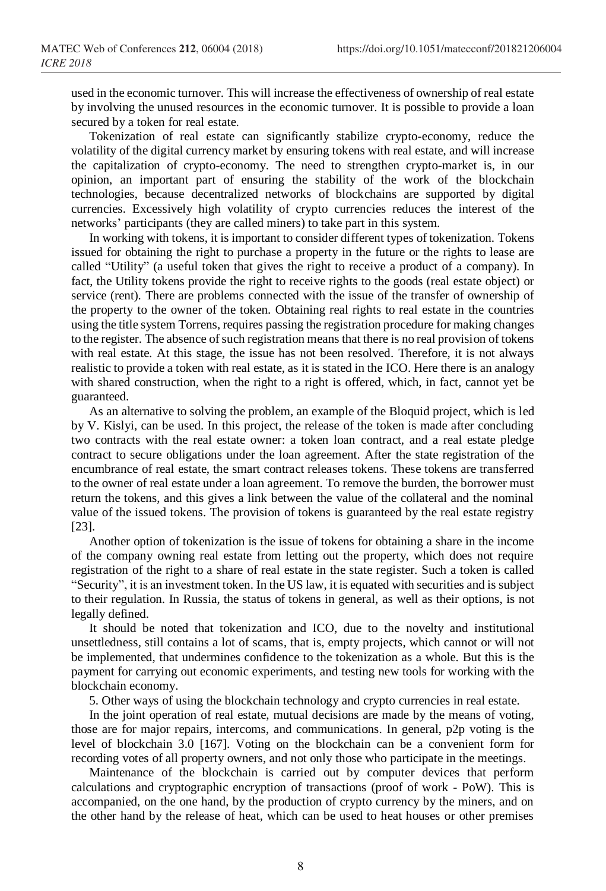used in the economic turnover. This will increase the effectiveness of ownership of real estate by involving the unused resources in the economic turnover. It is possible to provide a loan secured by a token for real estate.

Tokenization of real estate can significantly stabilize crypto-economy, reduce the volatility of the digital currency market by ensuring tokens with real estate, and will increase the capitalization of crypto-economy. The need to strengthen crypto-market is, in our opinion, an important part of ensuring the stability of the work of the blockchain technologies, because decentralized networks of blockchains are supported by digital currencies. Excessively high volatility of crypto currencies reduces the interest of the networks' participants (they are called miners) to take part in this system.

In working with tokens, it is important to consider different types of tokenization. Tokens issued for obtaining the right to purchase a property in the future or the rights to lease are called "Utility" (a useful token that gives the right to receive a product of a company). In fact, the Utility tokens provide the right to receive rights to the goods (real estate object) or service (rent). There are problems connected with the issue of the transfer of ownership of the property to the owner of the token. Obtaining real rights to real estate in the countries using the title system Torrens, requires passing the registration procedure for making changes to the register. The absence of such registration means that there is no real provision of tokens with real estate. At this stage, the issue has not been resolved. Therefore, it is not always realistic to provide a token with real estate, as it is stated in the ICO. Here there is an analogy with shared construction, when the right to a right is offered, which, in fact, cannot yet be guaranteed.

As an alternative to solving the problem, an example of the Bloquid project, which is led by V. Kislyi, can be used. In this project, the release of the token is made after concluding two contracts with the real estate owner: a token loan contract, and a real estate pledge contract to secure obligations under the loan agreement. After the state registration of the encumbrance of real estate, the smart contract releases tokens. These tokens are transferred to the owner of real estate under a loan agreement. To remove the burden, the borrower must return the tokens, and this gives a link between the value of the collateral and the nominal value of the issued tokens. The provision of tokens is guaranteed by the real estate registry [23].

Another option of tokenization is the issue of tokens for obtaining a share in the income of the company owning real estate from letting out the property, which does not require registration of the right to a share of real estate in the state register. Such a token is called "Security", it is an investment token. In the US law, it is equated with securities and is subject to their regulation. In Russia, the status of tokens in general, as well as their options, is not legally defined.

It should be noted that tokenization and ICO, due to the novelty and institutional unsettledness, still contains a lot of scams, that is, empty projects, which cannot or will not be implemented, that undermines confidence to the tokenization as a whole. But this is the payment for carrying out economic experiments, and testing new tools for working with the blockchain economy.

5. Other ways of using the blockchain technology and crypto currencies in real estate.

In the joint operation of real estate, mutual decisions are made by the means of voting, those are for major repairs, intercoms, and communications. In general, p2p voting is the level of blockchain 3.0 [167]. Voting on the blockchain can be a convenient form for recording votes of all property owners, and not only those who participate in the meetings.

Maintenance of the blockchain is carried out by computer devices that perform calculations and cryptographic encryption of transactions (proof of work - PoW). This is accompanied, on the one hand, by the production of crypto currency by the miners, and on the other hand by the release of heat, which can be used to heat houses or other premises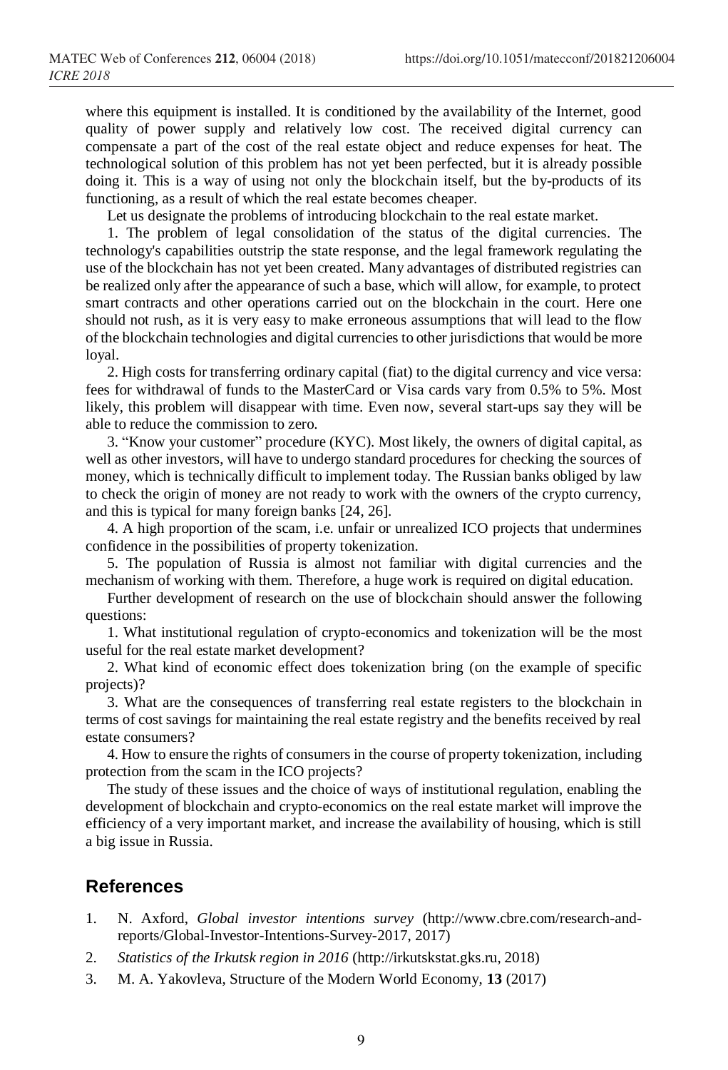where this equipment is installed. It is conditioned by the availability of the Internet, good quality of power supply and relatively low cost. The received digital currency can compensate a part of the cost of the real estate object and reduce expenses for heat. The technological solution of this problem has not yet been perfected, but it is already possible doing it. This is a way of using not only the blockchain itself, but the by-products of its functioning, as a result of which the real estate becomes cheaper.

Let us designate the problems of introducing blockchain to the real estate market.

1. The problem of legal consolidation of the status of the digital currencies. The technology's capabilities outstrip the state response, and the legal framework regulating the use of the blockchain has not yet been created. Many advantages of distributed registries can be realized only after the appearance of such a base, which will allow, for example, to protect smart contracts and other operations carried out on the blockchain in the court. Here one should not rush, as it is very easy to make erroneous assumptions that will lead to the flow of the blockchain technologies and digital currencies to other jurisdictions that would be more loyal.

2. High costs for transferring ordinary capital (fiat) to the digital currency and vice versa: fees for withdrawal of funds to the MasterCard or Visa cards vary from 0.5% to 5%. Most likely, this problem will disappear with time. Even now, several start-ups say they will be able to reduce the commission to zero.

3. "Know your customer" procedure (KYC). Most likely, the owners of digital capital, as well as other investors, will have to undergo standard procedures for checking the sources of money, which is technically difficult to implement today. The Russian banks obliged by law to check the origin of money are not ready to work with the owners of the crypto currency, and this is typical for many foreign banks [24, 26].

4. A high proportion of the scam, i.e. unfair or unrealized ICO projects that undermines confidence in the possibilities of property tokenization.

5. The population of Russia is almost not familiar with digital currencies and the mechanism of working with them. Therefore, a huge work is required on digital education.

Further development of research on the use of blockchain should answer the following questions:

1. What institutional regulation of crypto-economics and tokenization will be the most useful for the real estate market development?

2. What kind of economic effect does tokenization bring (on the example of specific projects)?

3. What are the consequences of transferring real estate registers to the blockchain in terms of cost savings for maintaining the real estate registry and the benefits received by real estate consumers?

4. How to ensure the rights of consumers in the course of property tokenization, including protection from the scam in the ICO projects?

The study of these issues and the choice of ways of institutional regulation, enabling the development of blockchain and crypto-economics on the real estate market will improve the efficiency of a very important market, and increase the availability of housing, which is still a big issue in Russia.

## References

1. N. Axford, *Global investor intentions survey* (http://www.cbre.com/research-and-reports/Global-Investor-Intentions-Survey-2017, 2017)
2. *Statistics of the Irkutsk region in 2016* (http://irkutskstat.gks.ru, 2018)
3. M. A. Yakovleva, Structure of the Modern World Economy, **13** (2017)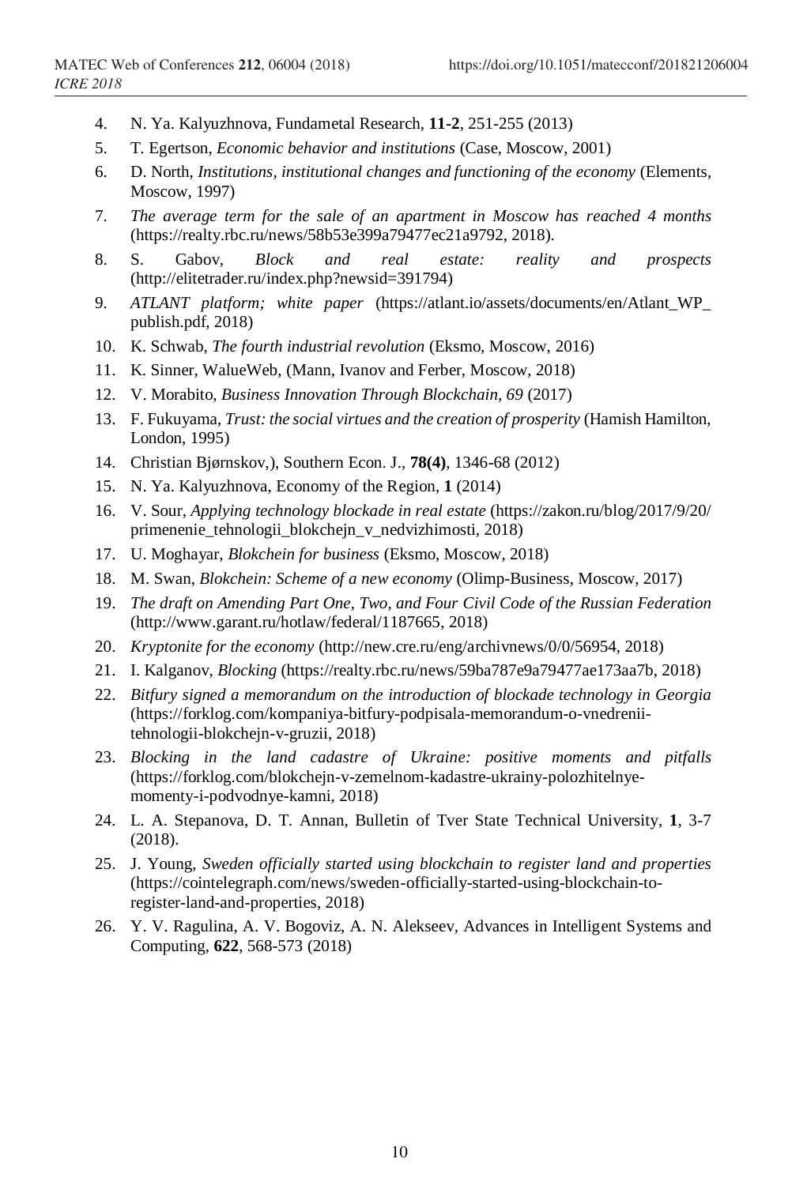4. N. Ya. Kalyuzhnova, Fundametal Research, **11-2**, 251-255 (2013)
5. T. Egertson, *Economic behavior and institutions* (Case, Moscow, 2001)
6. D. North, *Institutions, institutional changes and functioning of the economy* (Elements, Moscow, 1997)
7. *The average term for the sale of an apartment in Moscow has reached 4 months* (https://realty.rbc.ru/news/58b53e399a79477ec21a9792, 2018).
8. S. Gabov, *Block and real estate: reality and prospects* (http://elitetrader.ru/index.php?newsid=391794)
9. *ATLANT platform; white paper* (https://atlant.io/assets/documents/en/Atlant_WP_publish.pdf, 2018)
10. K. Schwab, *The fourth industrial revolution* (Eksmo, Moscow, 2016)
11. K. Sinner, WalueWeb, (Mann, Ivanov and Ferber, Moscow, 2018)
12. V. Morabito, *Business Innovation Through Blockchain, 69* (2017)
13. F. Fukuyama, *Trust: the social virtues and the creation of prosperity* (Hamish Hamilton, London, 1995)
14. Christian Bjørnskov,), Southern Econ. J., **78(4)**, 1346-68 (2012)
15. N. Ya. Kalyuzhnova, Economy of the Region, **1** (2014)
16. V. Sour, *Applying technology blockade in real estate* (https://zakon.ru/blog/2017/9/20/primenenie_tehnologii_blokchejn_v_nedvizhimosti, 2018)
17. U. Moghayar, *Blokchein for business* (Eksmo, Moscow, 2018)
18. M. Swan, *Blokchein: Scheme of a new economy* (Olimp-Business, Moscow, 2017)
19. *The draft on Amending Part One, Two, and Four Civil Code of the Russian Federation* (http://www.garant.ru/hotlaw/federal/1187665, 2018)
20. *Kryptonite for the economy* (http://new.cre.ru/eng/archivnews/0/0/56954, 2018)
21. I. Kalganov, *Blocking* (https://realty.rbc.ru/news/59ba787e9a79477ae173aa7b, 2018)
22. *Bitfury signed a memorandum on the introduction of blockade technology in Georgia* (https://forklog.com/kompaniya-bitfury-podpisala-memorandum-o-vnedrenii-tehnologii-blokchejn-v-gruzii, 2018)
23. *Blocking in the land cadastre of Ukraine: positive moments and pitfalls* (https://forklog.com/blokchejn-v-zemelnom-kadastre-ukrainy-polozhitelnye-momenty-i-podvodnye-kamni, 2018)
24. L. A. Stepanova, D. T. Annan, Bulletin of Tver State Technical University, **1**, 3-7 (2018).
25. J. Young, *Sweden officially started using blockchain to register land and properties* (https://cointelegraph.com/news/sweden-officially-started-using-blockchain-to-register-land-and-properties, 2018)
26. Y. V. Ragulina, A. V. Bogoviz, A. N. Alekseev, Advances in Intelligent Systems and Computing, **622**, 568-573 (2018)